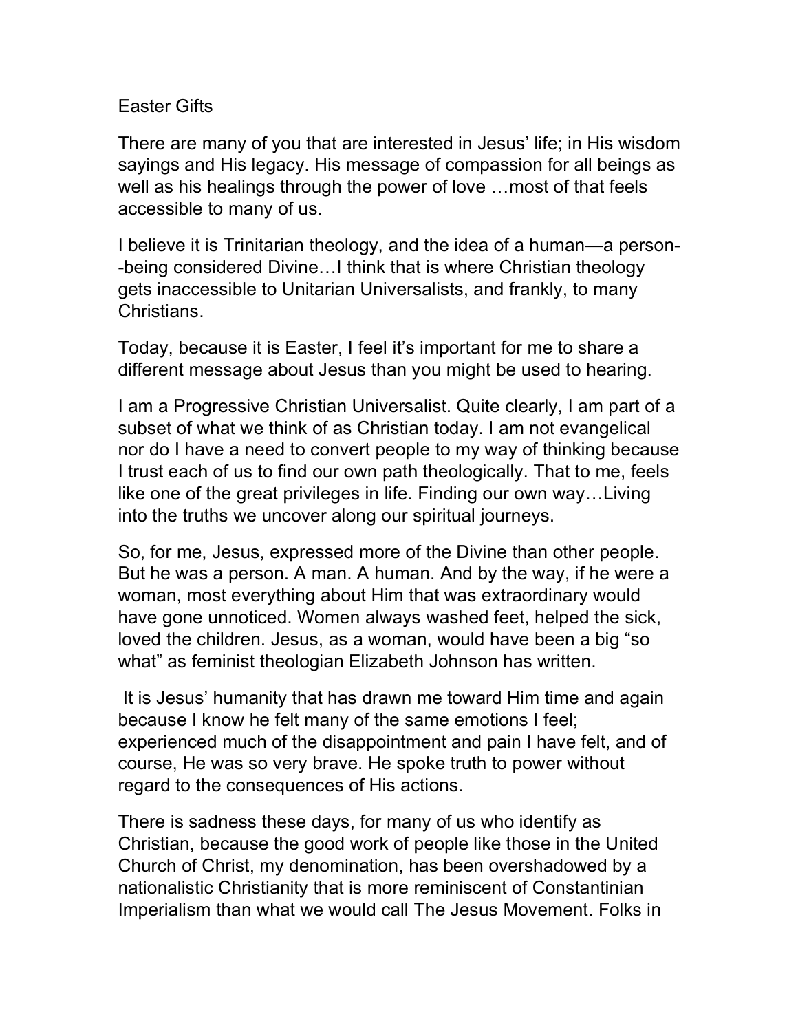# Easter Gifts

There are many of you that are interested in Jesus' life; in His wisdom sayings and His legacy. His message of compassion for all beings as well as his healings through the power of love …most of that feels accessible to many of us.

I believe it is Trinitarian theology, and the idea of a human—a person--being considered Divine…I think that is where Christian theology gets inaccessible to Unitarian Universalists, and frankly, to many Christians.

Today, because it is Easter, I feel it's important for me to share a different message about Jesus than you might be used to hearing.

I am a Progressive Christian Universalist. Quite clearly, I am part of a subset of what we think of as Christian today. I am not evangelical nor do I have a need to convert people to my way of thinking because I trust each of us to find our own path theologically. That to me, feels like one of the great privileges in life. Finding our own way…Living into the truths we uncover along our spiritual journeys.

So, for me, Jesus, expressed more of the Divine than other people. But he was a person. A man. A human. And by the way, if he were a woman, most everything about Him that was extraordinary would have gone unnoticed. Women always washed feet, helped the sick, loved the children. Jesus, as a woman, would have been a big "so what" as feminist theologian Elizabeth Johnson has written.

It is Jesus' humanity that has drawn me toward Him time and again because I know he felt many of the same emotions I feel; experienced much of the disappointment and pain I have felt, and of course, He was so very brave. He spoke truth to power without regard to the consequences of His actions.

There is sadness these days, for many of us who identify as Christian, because the good work of people like those in the United Church of Christ, my denomination, has been overshadowed by a nationalistic Christianity that is more reminiscent of Constantinian Imperialism than what we would call The Jesus Movement. Folks in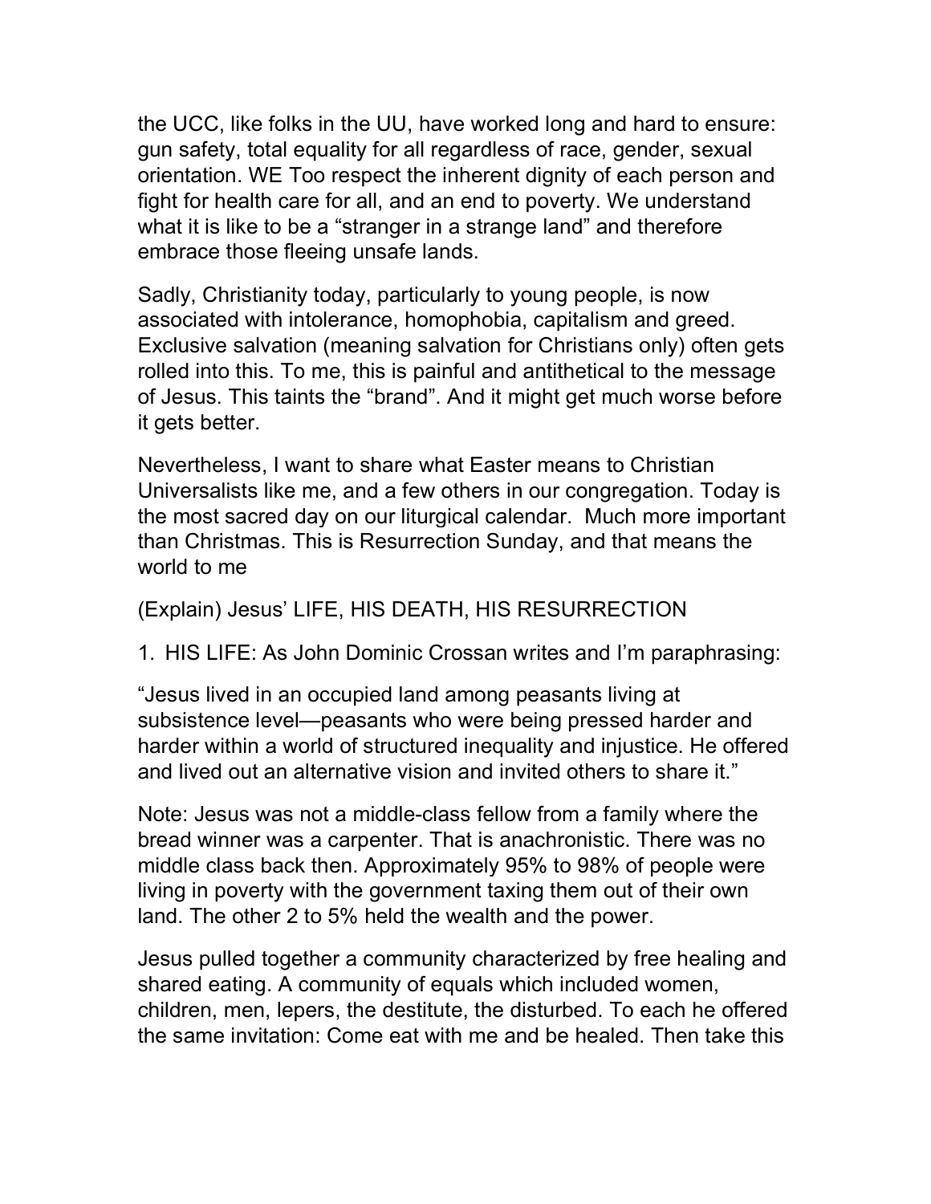the UCC, like folks in the UU, have worked long and hard to ensure: gun safety, total equality for all regardless of race, gender, sexual orientation. WE Too respect the inherent dignity of each person and fight for health care for all, and an end to poverty. We understand what it is like to be a "stranger in a strange land" and therefore embrace those fleeing unsafe lands.

Sadly, Christianity today, particularly to young people, is now associated with intolerance, homophobia, capitalism and greed. Exclusive salvation (meaning salvation for Christians only) often gets rolled into this. To me, this is painful and antithetical to the message of Jesus. This taints the "brand". And it might get much worse before it gets better.

Nevertheless, I want to share what Easter means to Christian Universalists like me, and a few others in our congregation. Today is the most sacred day on our liturgical calendar. Much more important than Christmas. This is Resurrection Sunday, and that means the world to me

(Explain) Jesus' LIFE, HIS DEATH, HIS RESURRECTION

1. HIS LIFE: As John Dominic Crossan writes and I'm paraphrasing:

"Jesus lived in an occupied land among peasants living at subsistence level—peasants who were being pressed harder and harder within a world of structured inequality and injustice. He offered and lived out an alternative vision and invited others to share it."

Note: Jesus was not a middle-class fellow from a family where the bread winner was a carpenter. That is anachronistic. There was no middle class back then. Approximately 95% to 98% of people were living in poverty with the government taxing them out of their own land. The other 2 to 5% held the wealth and the power.

Jesus pulled together a community characterized by free healing and shared eating. A community of equals which included women, children, men, lepers, the destitute, the disturbed. To each he offered the same invitation: Come eat with me and be healed. Then take this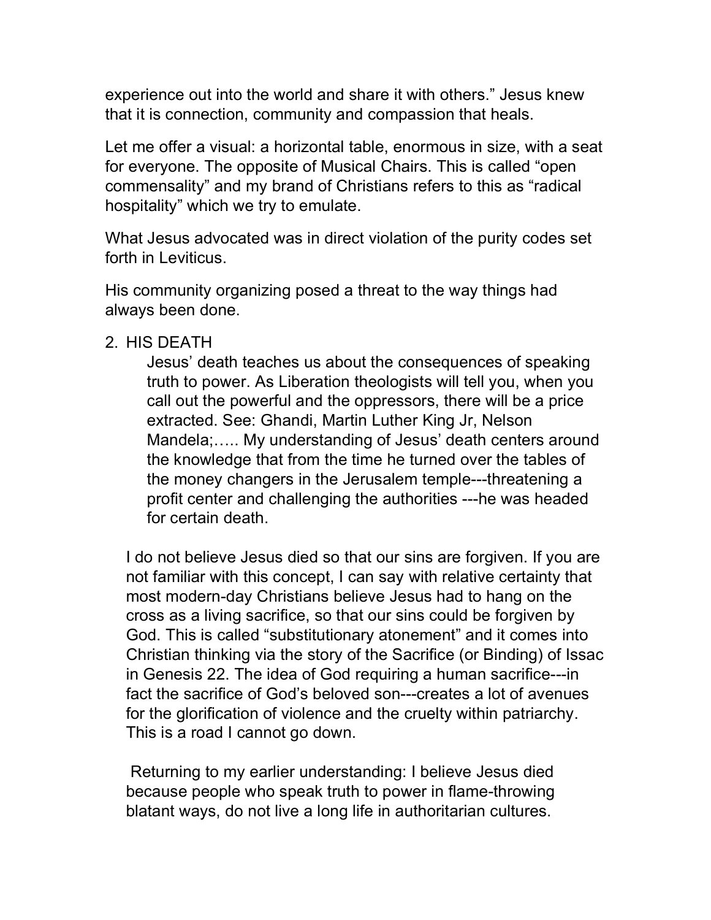experience out into the world and share it with others." Jesus knew that it is connection, community and compassion that heals.

Let me offer a visual: a horizontal table, enormous in size, with a seat for everyone. The opposite of Musical Chairs. This is called "open commensality" and my brand of Christians refers to this as "radical hospitality" which we try to emulate.

What Jesus advocated was in direct violation of the purity codes set forth in Leviticus.

His community organizing posed a threat to the way things had always been done.

2. HIS DEATH

   Jesus' death teaches us about the consequences of speaking truth to power. As Liberation theologists will tell you, when you call out the powerful and the oppressors, there will be a price extracted. See: Ghandi, Martin Luther King Jr, Nelson Mandela;….. My understanding of Jesus' death centers around the knowledge that from the time he turned over the tables of the money changers in the Jerusalem temple---threatening a profit center and challenging the authorities ---he was headed for certain death.

   I do not believe Jesus died so that our sins are forgiven. If you are not familiar with this concept, I can say with relative certainty that most modern-day Christians believe Jesus had to hang on the cross as a living sacrifice, so that our sins could be forgiven by God. This is called "substitutionary atonement" and it comes into Christian thinking via the story of the Sacrifice (or Binding) of Issac in Genesis 22. The idea of God requiring a human sacrifice---in fact the sacrifice of God's beloved son---creates a lot of avenues for the glorification of violence and the cruelty within patriarchy. This is a road I cannot go down.

   Returning to my earlier understanding: I believe Jesus died because people who speak truth to power in flame-throwing blatant ways, do not live a long life in authoritarian cultures.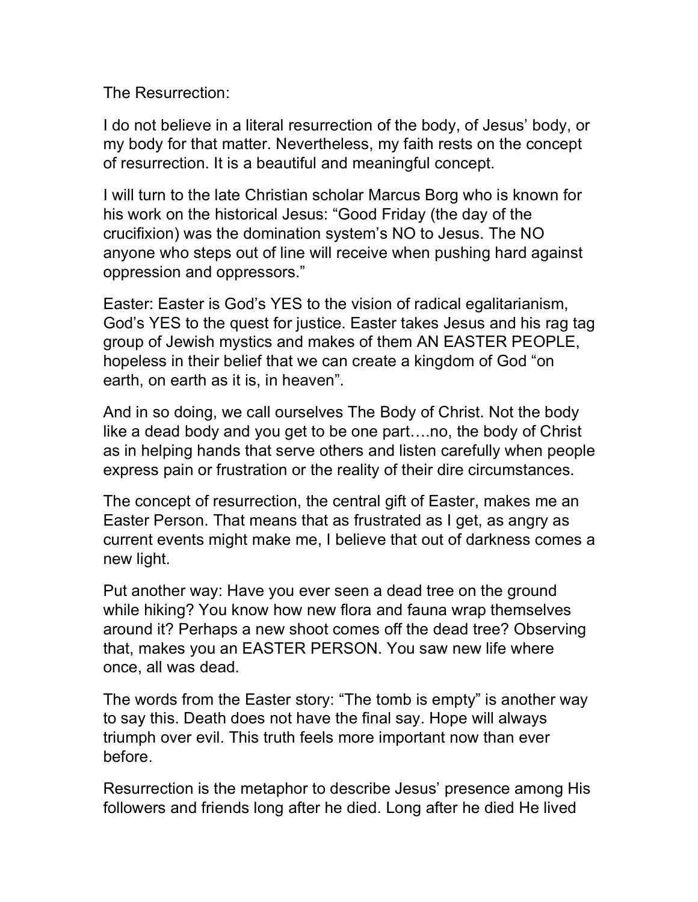The Resurrection:

I do not believe in a literal resurrection of the body, of Jesus' body, or my body for that matter. Nevertheless, my faith rests on the concept of resurrection. It is a beautiful and meaningful concept.

I will turn to the late Christian scholar Marcus Borg who is known for his work on the historical Jesus: "Good Friday (the day of the crucifixion) was the domination system's NO to Jesus. The NO anyone who steps out of line will receive when pushing hard against oppression and oppressors."

Easter: Easter is God's YES to the vision of radical egalitarianism, God's YES to the quest for justice. Easter takes Jesus and his rag tag group of Jewish mystics and makes of them AN EASTER PEOPLE, hopeless in their belief that we can create a kingdom of God "on earth, on earth as it is, in heaven".

And in so doing, we call ourselves The Body of Christ. Not the body like a dead body and you get to be one part….no, the body of Christ as in helping hands that serve others and listen carefully when people express pain or frustration or the reality of their dire circumstances.

The concept of resurrection, the central gift of Easter, makes me an Easter Person. That means that as frustrated as I get, as angry as current events might make me, I believe that out of darkness comes a new light.

Put another way: Have you ever seen a dead tree on the ground while hiking? You know how new flora and fauna wrap themselves around it? Perhaps a new shoot comes off the dead tree? Observing that, makes you an EASTER PERSON. You saw new life where once, all was dead.

The words from the Easter story: "The tomb is empty" is another way to say this. Death does not have the final say. Hope will always triumph over evil. This truth feels more important now than ever before.

Resurrection is the metaphor to describe Jesus' presence among His followers and friends long after he died. Long after he died He lived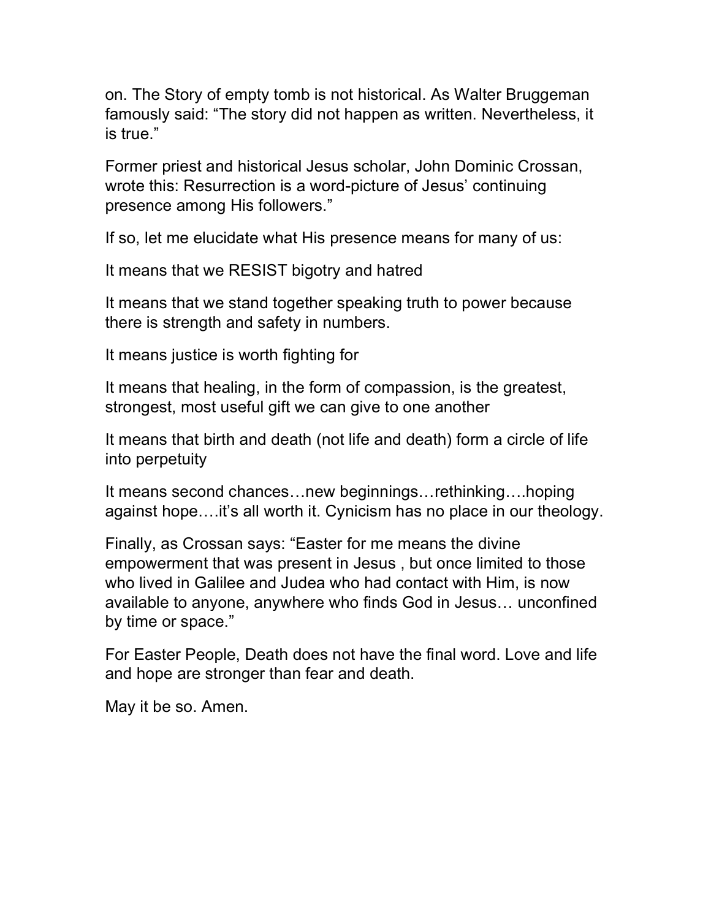on. The Story of empty tomb is not historical. As Walter Bruggeman famously said: "The story did not happen as written. Nevertheless, it is true."

Former priest and historical Jesus scholar, John Dominic Crossan, wrote this: Resurrection is a word-picture of Jesus' continuing presence among His followers."

If so, let me elucidate what His presence means for many of us:

It means that we RESIST bigotry and hatred

It means that we stand together speaking truth to power because there is strength and safety in numbers.

It means justice is worth fighting for

It means that healing, in the form of compassion, is the greatest, strongest, most useful gift we can give to one another

It means that birth and death (not life and death) form a circle of life into perpetuity

It means second chances…new beginnings…rethinking….hoping against hope….it's all worth it. Cynicism has no place in our theology.

Finally, as Crossan says: "Easter for me means the divine empowerment that was present in Jesus , but once limited to those who lived in Galilee and Judea who had contact with Him, is now available to anyone, anywhere who finds God in Jesus… unconfined by time or space."

For Easter People, Death does not have the final word. Love and life and hope are stronger than fear and death.

May it be so. Amen.